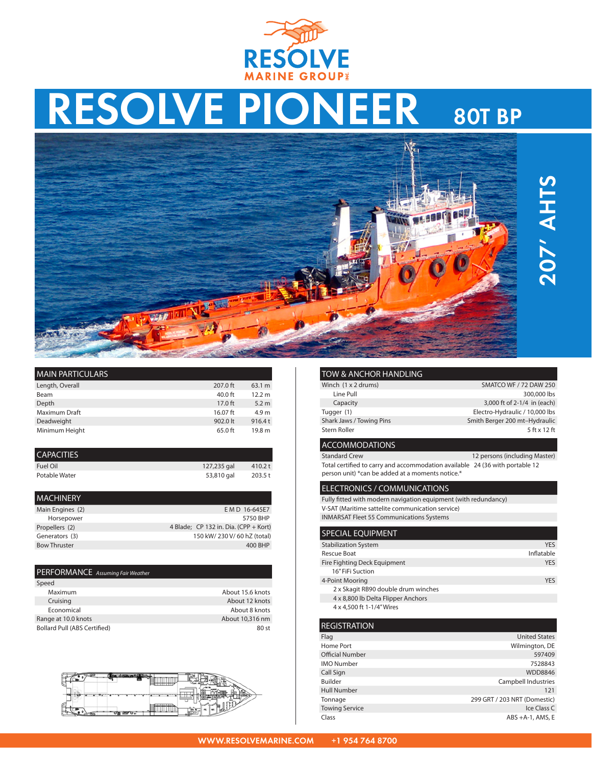# RESOLVE MARINE GROUP INC.

# RESOLVE PIONEER 80T BP

## 207' AHTS

## MAIN PARTICULARS

| | | |
|---|---|---|
| Length, Overall | 207.0 ft | 63.1 m |
| Beam | 40.0 ft | 12.2 m |
| Depth | 17.0 ft | 5.2 m |
| Maximum Draft | 16.07 ft | 4.9 m |
| Deadweight | 902.0 lt | 916.4 t |
| Minimum Height | 65.0 ft | 19.8 m |

## CAPACITIES

| | | |
|---|---|---|
| Fuel Oil | 127,235 gal | 410.2 t |
| Potable Water | 53,810 gal | 203.5 t |

## MACHINERY

| | |
|---|---|
| Main Engines (2) | E M D 16-645E7 |
| Horsepower | 5750 BHP |
| Propellers (2) | 4 Blade; CP 132 in. Dia. (CPP + Kort) |
| Generators (3) | 150 kW/ 230 V/ 60 hZ (total) |
| Bow Thruster | 400 BHP |

## PERFORMANCE *Assuming Fair Weather*

| | |
|---|---|
| Speed | |
| Maximum | About 15.6 knots |
| Cruising | About 12 knots |
| Economical | About 8 knots |
| Range at 10.0 knots | About 10,316 nm |
| Bollard Pull (ABS Certified) | 80 st |

## TOW & ANCHOR HANDLING

| | |
|---|---|
| Winch (1 x 2 drums) | SMATCO WF / 72 DAW 250 |
| Line Pull | 300,000 lbs |
| Capacity | 3,000 ft of 2-1/4 in (each) |
| Tugger (1) | Electro-Hydraulic / 10,000 lbs |
| Shark Jaws / Towing Pins | Smith Berger 200 mt–Hydraulic |
| Stern Roller | 5 ft x 12 ft |

## ACCOMMODATIONS

| | |
|---|---|
| Standard Crew | 12 persons (including Master) |

Total certified to carry and accommodation available 24 (36 with portable 12 person unit) *can be added at a moments notice.*

## ELECTRONICS / COMMUNICATIONS

Fully fitted with modern navigation equipment (with redundancy)

V-SAT (Maritime sattelite communication service)

INMARSAT Fleet 55 Communications Systems

## SPECIAL EQUIPMENT

| | |
|---|---|
| Stabilization System | YES |
| Rescue Boat | Inflatable |
| Fire Fighting Deck Equipment | YES |
| 16" FiFi Suction | |
| 4-Point Mooring | YES |
| 2 x Skagit RB90 double drum winches | |
| 4 x 8,800 lb Delta Flipper Anchors | |
| 4 x 4,500 ft 1-1/4" Wires | |

## REGISTRATION

| | |
|---|---|
| Flag | United States |
| Home Port | Wilmington, DE |
| Official Number | 597409 |
| IMO Number | 7528843 |
| Call Sign | WDD8846 |
| Builder | Campbell Industries |
| Hull Number | 121 |
| Tonnage | 299 GRT / 203 NRT (Domestic) |
| Towing Service | Ice Class C |
| Class | ABS +A-1, AMS, E |

WWW.RESOLVEMARINE.COM +1 954 764 8700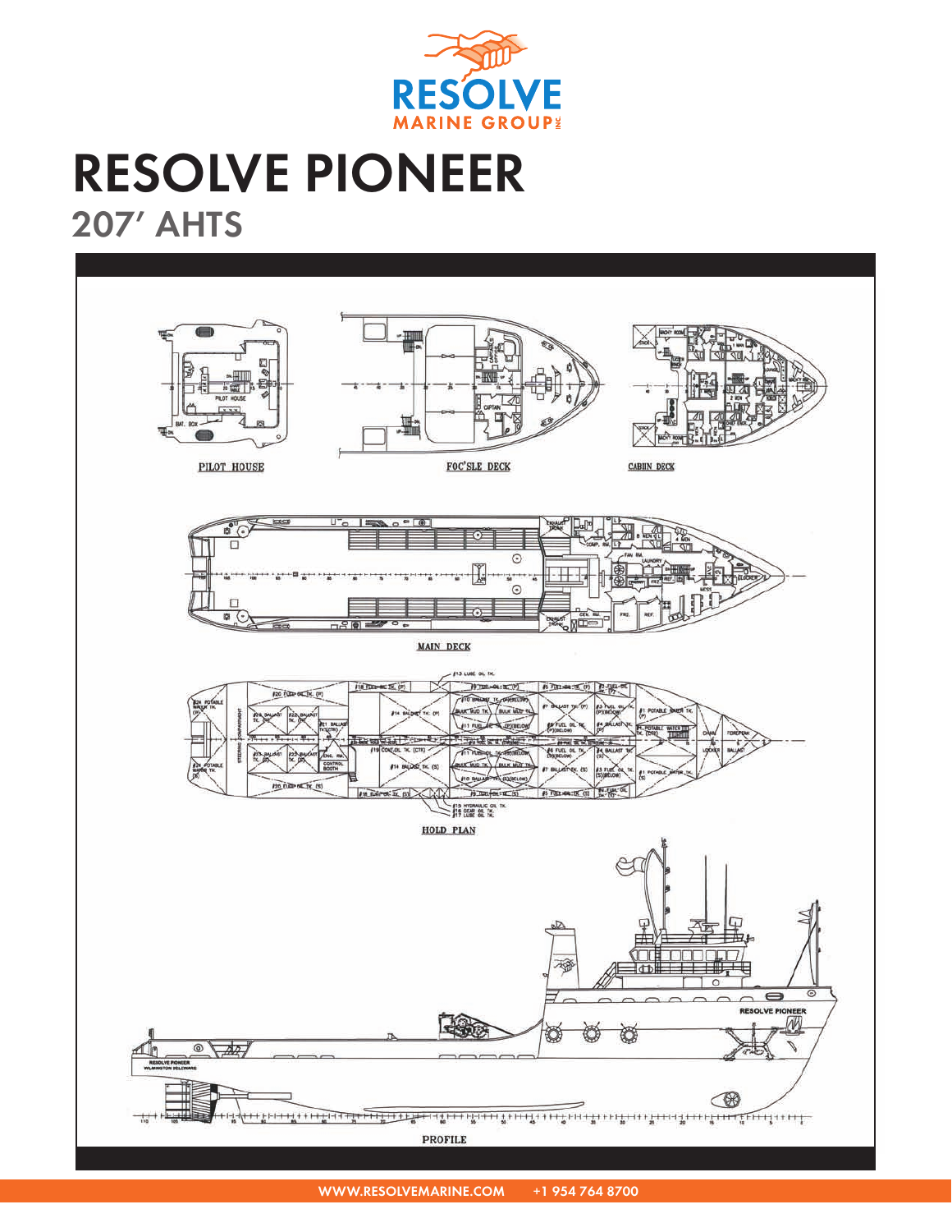RESOLVE
MARINE GROUP INC.

# RESOLVE PIONEER

## 207′ AHTS

PILOT HOUSE

FOC'SLE DECK

CABIN DECK

MAIN DECK

HOLD PLAN

PROFILE

WWW.RESOLVEMARINE.COM +1 954 764 8700